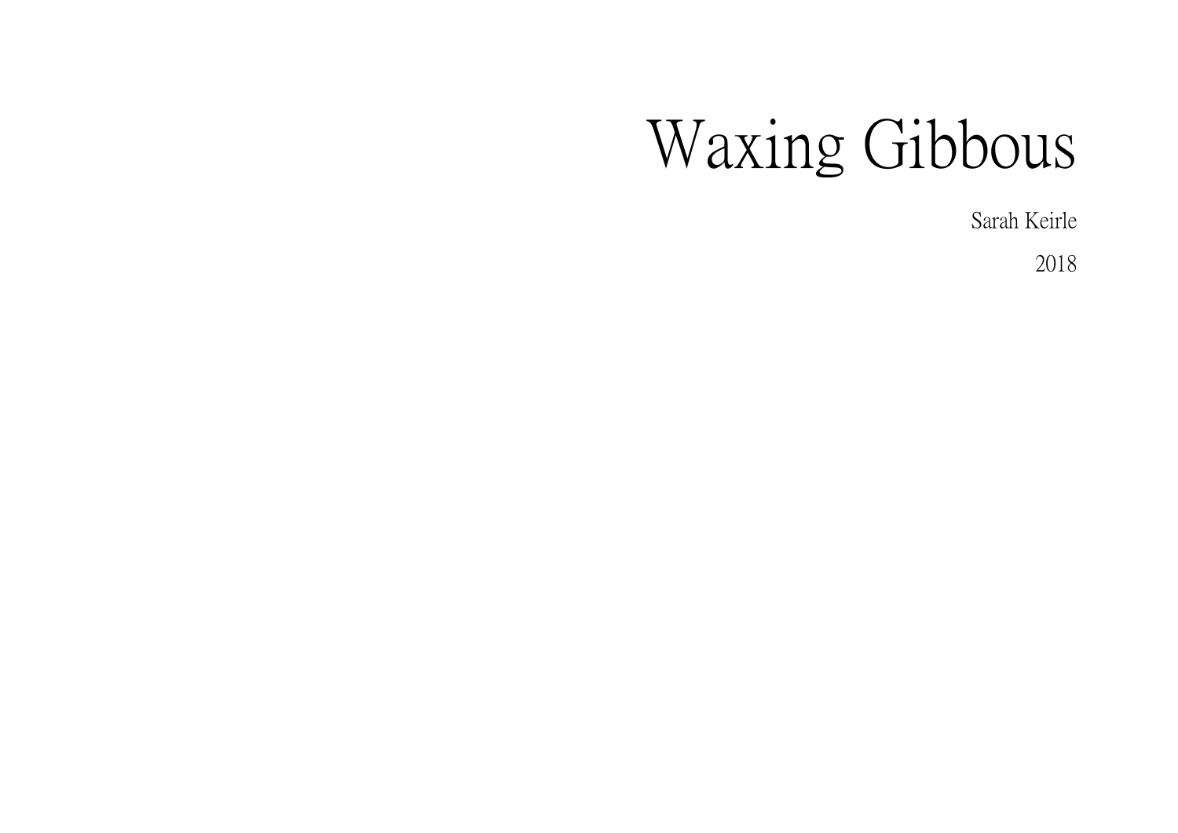# Waxing Gibbous

Sarah Keirle

2018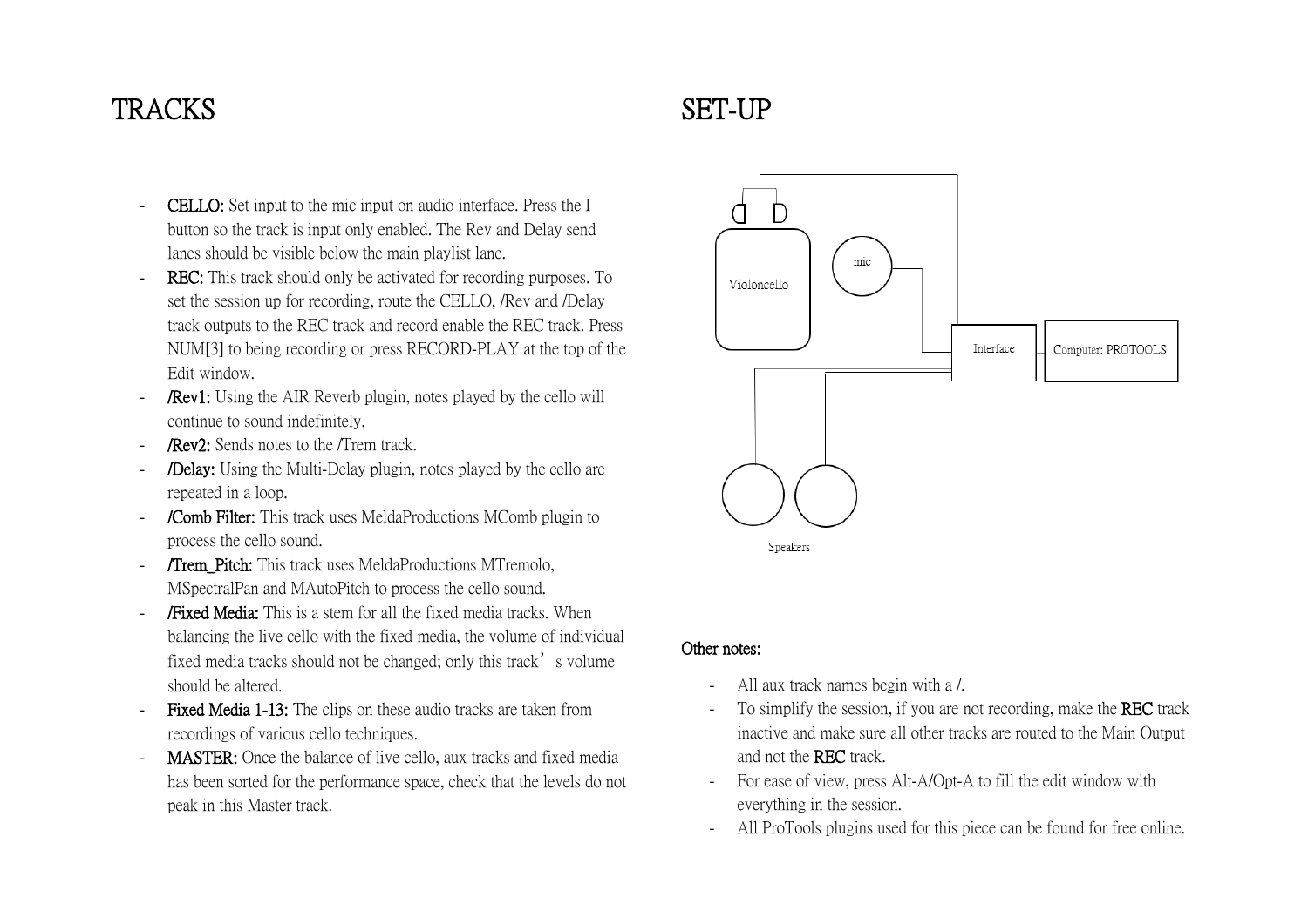# TRACKS

- **CELLO:** Set input to the mic input on audio interface. Press the I button so the track is input only enabled. The Rev and Delay send lanes should be visible below the main playlist lane.
- **REC:** This track should only be activated for recording purposes. To set the session up for recording, route the CELLO, /Rev and /Delay track outputs to the REC track and record enable the REC track. Press NUM[3] to being recording or press RECORD-PLAY at the top of the Edit window.
- **/Rev1:** Using the AIR Reverb plugin, notes played by the cello will continue to sound indefinitely.
- **/Rev2:** Sends notes to the /Trem track.
- **/Delay:** Using the Multi-Delay plugin, notes played by the cello are repeated in a loop.
- **/Comb Filter:** This track uses MeldaProductions MComb plugin to process the cello sound.
- **/Trem_Pitch:** This track uses MeldaProductions MTremolo, MSpectralPan and MAutoPitch to process the cello sound.
- **/Fixed Media:** This is a stem for all the fixed media tracks. When balancing the live cello with the fixed media, the volume of individual fixed media tracks should not be changed; only this track's volume should be altered.
- **Fixed Media 1-13:** The clips on these audio tracks are taken from recordings of various cello techniques.
- **MASTER:** Once the balance of live cello, aux tracks and fixed media has been sorted for the performance space, check that the levels do not peak in this Master track.

# SET-UP

Violoncello

mic

Interface

Computer: PROTOOLS

Speakers

**Other notes:**

- All aux track names begin with a /.
- To simplify the session, if you are not recording, make the **REC** track inactive and make sure all other tracks are routed to the Main Output and not the **REC** track.
- For ease of view, press Alt-A/Opt-A to fill the edit window with everything in the session.
- All ProTools plugins used for this piece can be found for free online.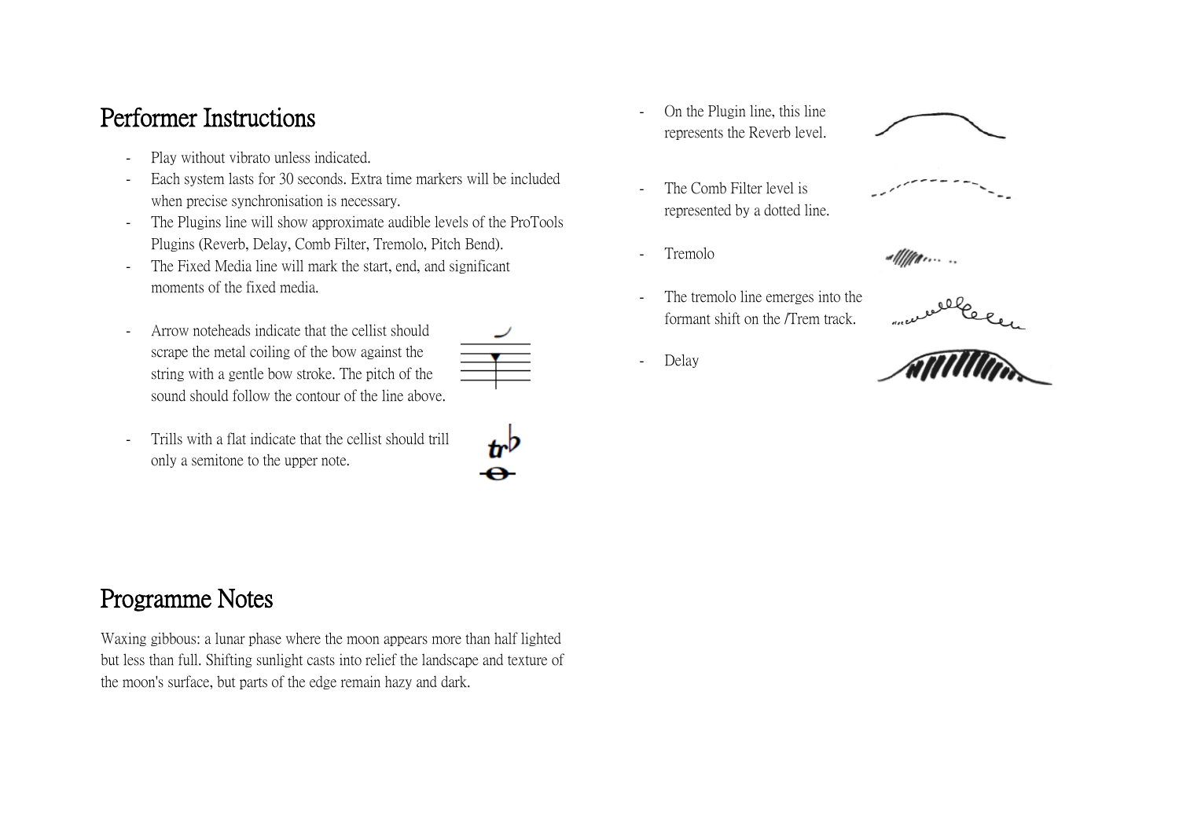## Performer Instructions

- Play without vibrato unless indicated.
- Each system lasts for 30 seconds. Extra time markers will be included when precise synchronisation is necessary.
- The Plugins line will show approximate audible levels of the ProTools Plugins (Reverb, Delay, Comb Filter, Tremolo, Pitch Bend).
- The Fixed Media line will mark the start, end, and significant moments of the fixed media.

- Arrow noteheads indicate that the cellist should scrape the metal coiling of the bow against the string with a gentle bow stroke. The pitch of the sound should follow the contour of the line above.

- Trills with a flat indicate that the cellist should trill only a semitone to the upper note.

- On the Plugin line, this line represents the Reverb level.

- The Comb Filter level is represented by a dotted line.

- Tremolo

- The tremolo line emerges into the formant shift on the /Trem track.

- Delay

## Programme Notes

Waxing gibbous: a lunar phase where the moon appears more than half lighted but less than full. Shifting sunlight casts into relief the landscape and texture of the moon's surface, but parts of the edge remain hazy and dark.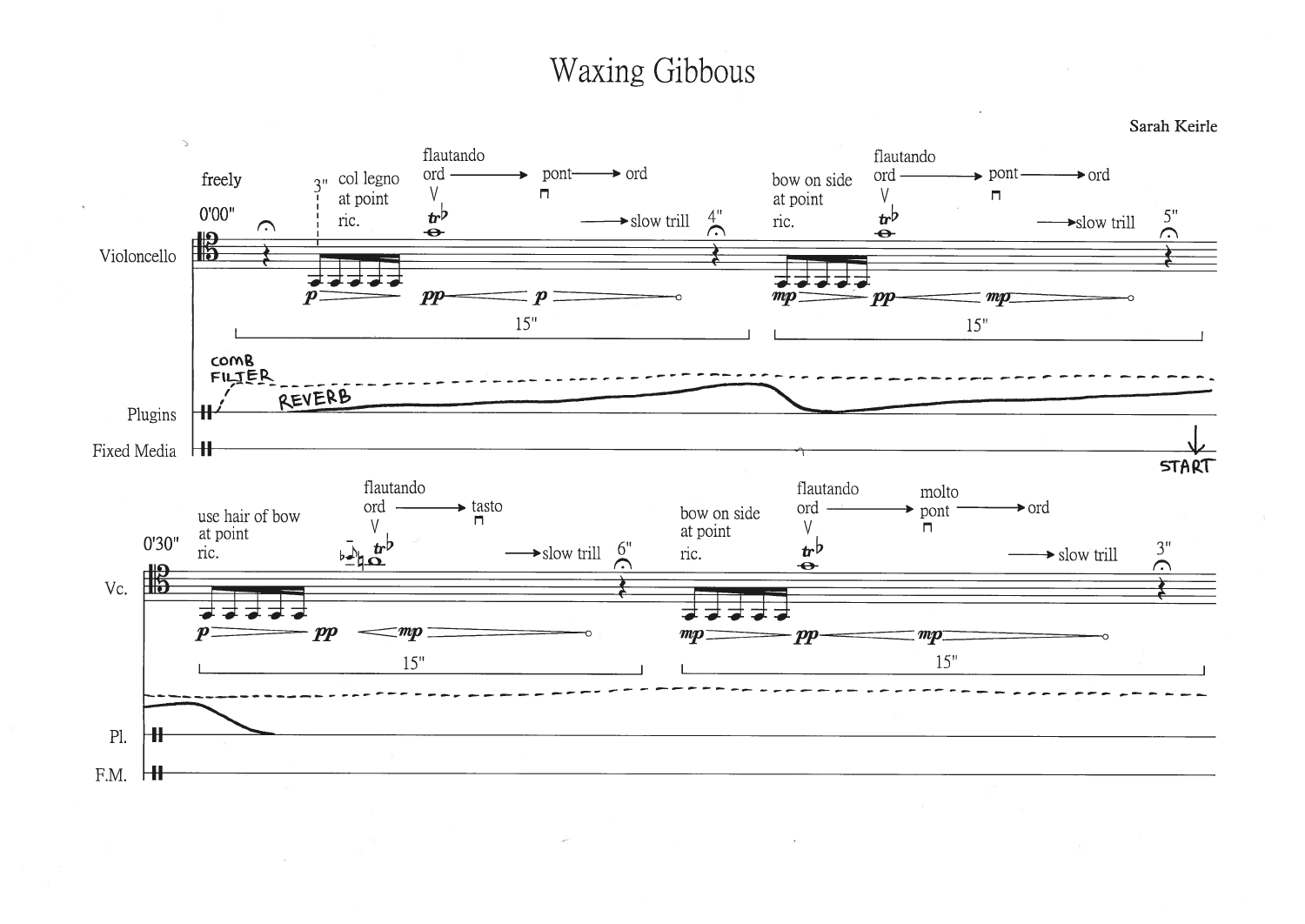# Waxing Gibbous

**Sarah Keirle**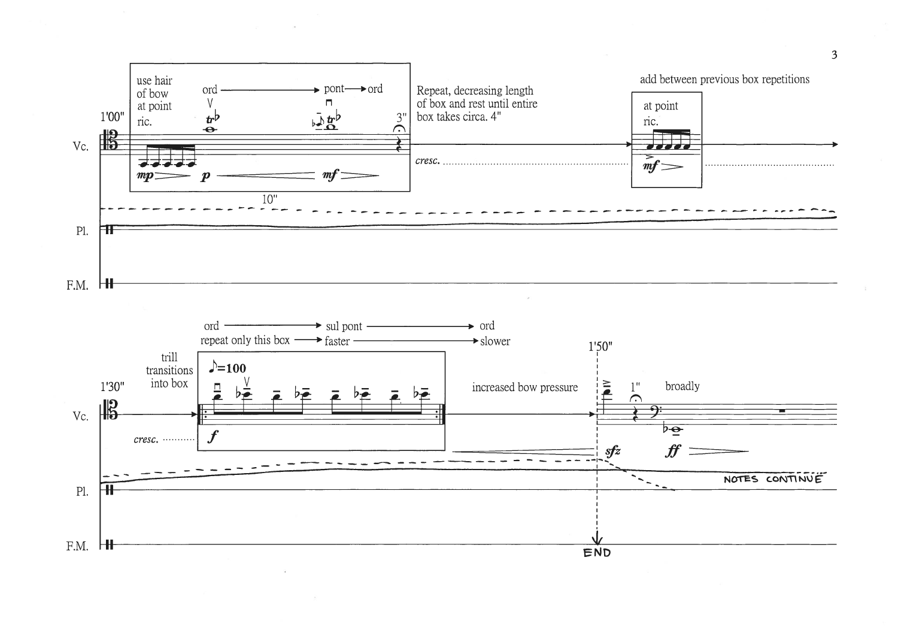1'00"

Vc.

use hair of bow at point ric.

ord → pont → ord

*mp* > *p* < *mf* >

10"

3"

Repeat, decreasing length of box and rest until entire box takes circa. 4"

*cresc.* ..........

add between previous box repetitions

at point ric.

*mf* >

Pl.

F.M.

1'30"

Vc.

trill transitions into box

ord → sul pont → ord

repeat only this box → faster → slower

♪=100

*cresc.* .......... *f*

increased bow pressure

1'50"

*sfz*

1"

broadly

*ff* >

Pl.

NOTES CONTINUE

F.M.

END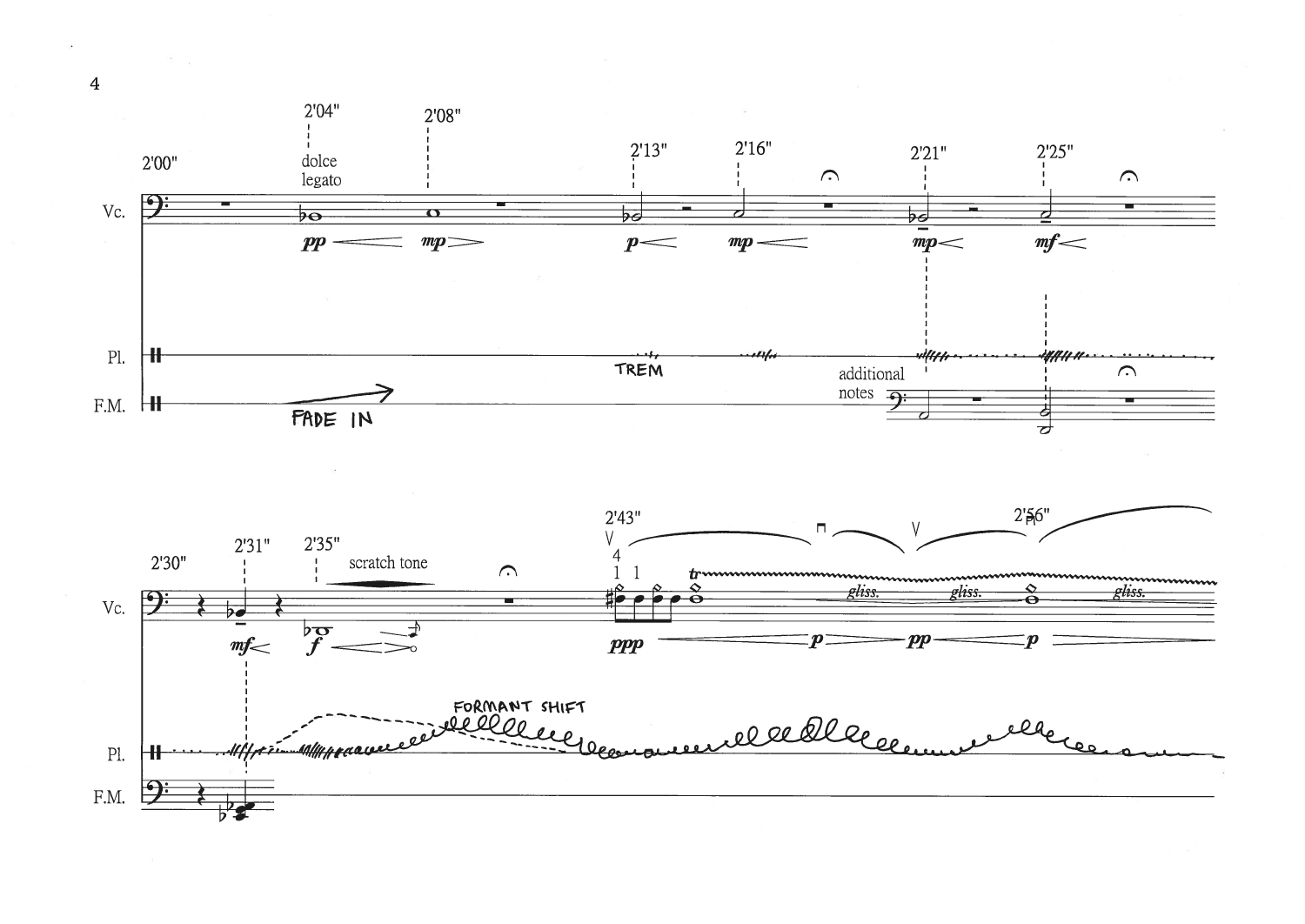2'00" 2'04" 2'08" 2'13" 2'16" 2'21" 2'25"

dolce legato

Vc.

*pp* *mp* *p* *mp* *mp* *mf*

Pl.

TREM

additional notes

F.M.

FADE IN

2'30" 2'31" 2'35" 2'43" 2'56"

scratch tone

Vc.

*mf* *f* *ppp* *p* *pp* *p*

gliss. gliss. gliss.

FORMANT SHIFT

Pl.

F.M.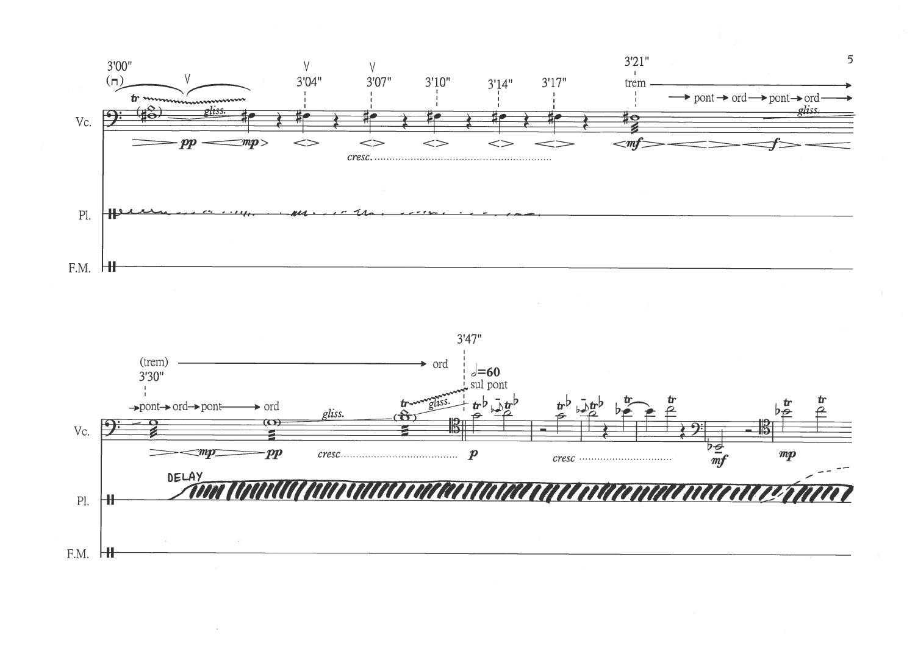3'00" (⊓) V tr gliss.

V 3'04" V 3'07" 3'10" 3'14" 3'17"

3'21" trem → pont → ord → pont → ord → gliss.

Vc.

*pp* *mp* *cresc.* *mf* *f*

Pl.

F.M.

3'47"

(trem) 3'30" → ord

→pont→ ord→ pont → ord

tr gliss. gliss.

𝅗𝅥=60 sul pont

tr tr tr tr tr tr tr tr tr

Vc.

*mp* *pp* *cresc* *p* *cresc* *mf* *mp*

DELAY

Pl.

F.M.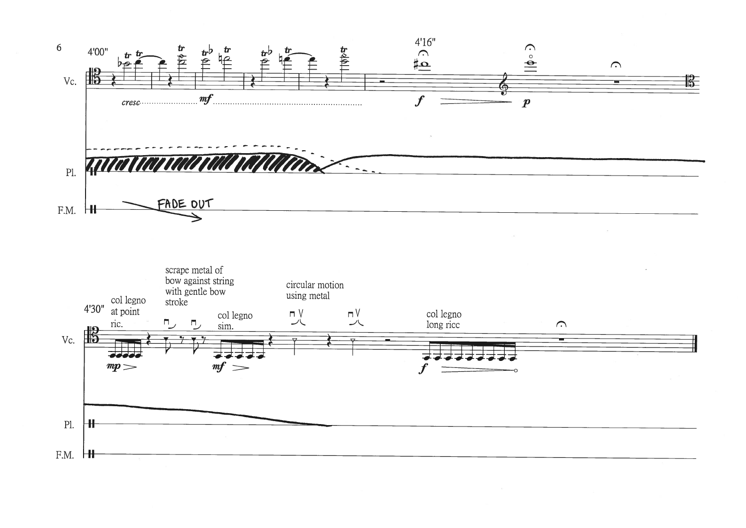4'00"

Vc.

cresc. mf

4'16"

f p

Pl.

F.M.

FADE OUT

4'30"

col legno at point ric.

scrape metal of bow against string with gentle bow stroke

col legno sim.

circular motion using metal

col legno long ricc

mp

mf

f

Vc.

Pl.

F.M.